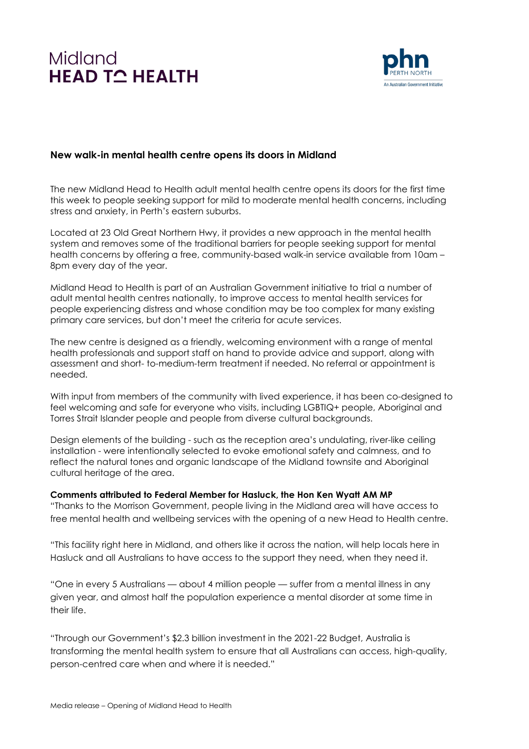Midland
**HEAD TO HEALTH**

phn PERTH NORTH
An Australian Government Initiative

## New walk-in mental health centre opens its doors in Midland

The new Midland Head to Health adult mental health centre opens its doors for the first time this week to people seeking support for mild to moderate mental health concerns, including stress and anxiety, in Perth's eastern suburbs.

Located at 23 Old Great Northern Hwy, it provides a new approach in the mental health system and removes some of the traditional barriers for people seeking support for mental health concerns by offering a free, community-based walk-in service available from 10am – 8pm every day of the year.

Midland Head to Health is part of an Australian Government initiative to trial a number of adult mental health centres nationally, to improve access to mental health services for people experiencing distress and whose condition may be too complex for many existing primary care services, but don't meet the criteria for acute services.

The new centre is designed as a friendly, welcoming environment with a range of mental health professionals and support staff on hand to provide advice and support, along with assessment and short- to-medium-term treatment if needed. No referral or appointment is needed.

With input from members of the community with lived experience, it has been co-designed to feel welcoming and safe for everyone who visits, including LGBTIQ+ people, Aboriginal and Torres Strait Islander people and people from diverse cultural backgrounds.

Design elements of the building - such as the reception area's undulating, river-like ceiling installation - were intentionally selected to evoke emotional safety and calmness, and to reflect the natural tones and organic landscape of the Midland townsite and Aboriginal cultural heritage of the area.

**Comments attributed to Federal Member for Hasluck, the Hon Ken Wyatt AM MP**

"Thanks to the Morrison Government, people living in the Midland area will have access to free mental health and wellbeing services with the opening of a new Head to Health centre.

"This facility right here in Midland, and others like it across the nation, will help locals here in Hasluck and all Australians to have access to the support they need, when they need it.

"One in every 5 Australians — about 4 million people — suffer from a mental illness in any given year, and almost half the population experience a mental disorder at some time in their life.

"Through our Government's $2.3 billion investment in the 2021-22 Budget, Australia is transforming the mental health system to ensure that all Australians can access, high-quality, person-centred care when and where it is needed."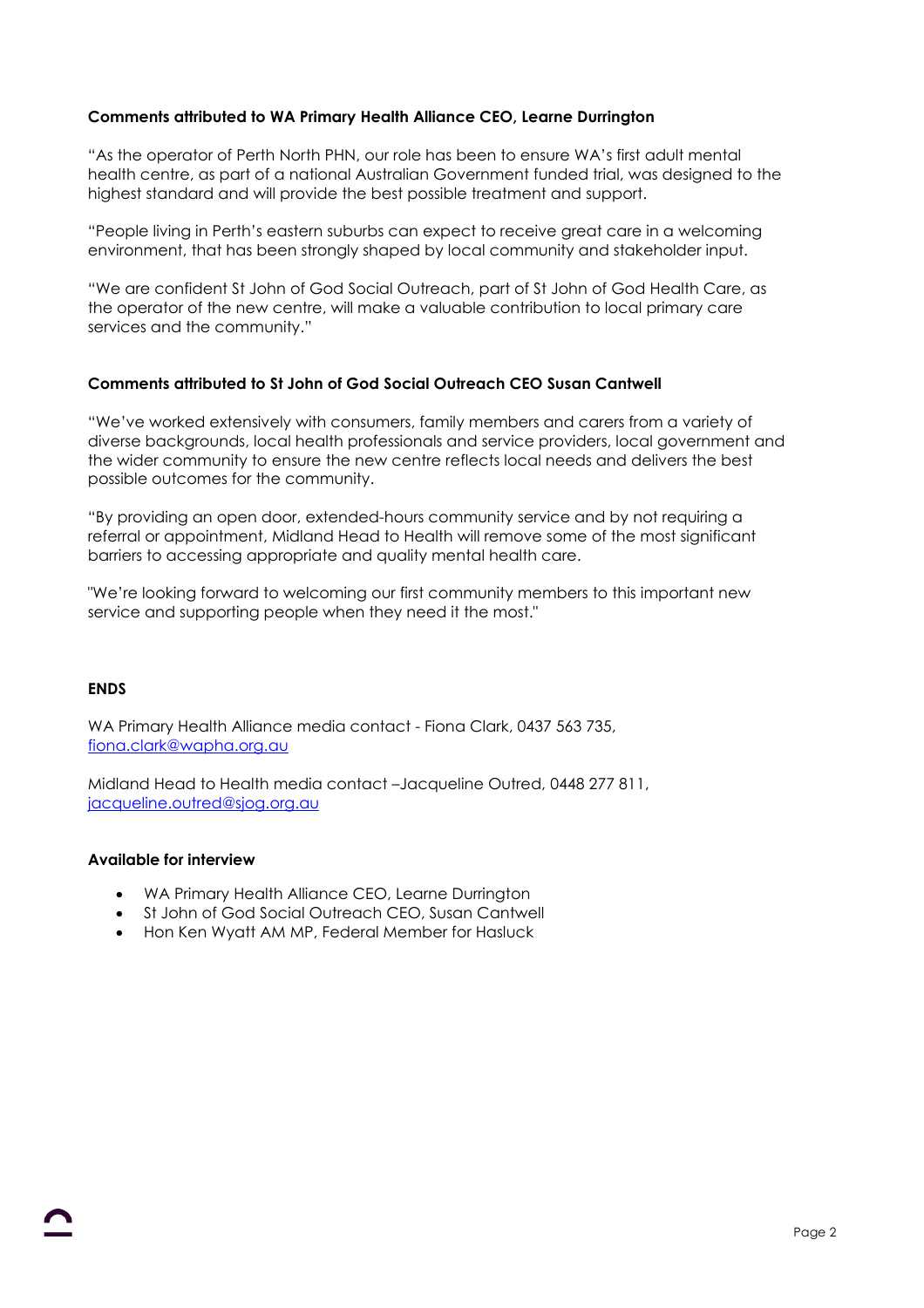**Comments attributed to WA Primary Health Alliance CEO, Learne Durrington**

"As the operator of Perth North PHN, our role has been to ensure WA's first adult mental health centre, as part of a national Australian Government funded trial, was designed to the highest standard and will provide the best possible treatment and support.

"People living in Perth's eastern suburbs can expect to receive great care in a welcoming environment, that has been strongly shaped by local community and stakeholder input.

"We are confident St John of God Social Outreach, part of St John of God Health Care, as the operator of the new centre, will make a valuable contribution to local primary care services and the community."

**Comments attributed to St John of God Social Outreach CEO Susan Cantwell**

"We've worked extensively with consumers, family members and carers from a variety of diverse backgrounds, local health professionals and service providers, local government and the wider community to ensure the new centre reflects local needs and delivers the best possible outcomes for the community.

"By providing an open door, extended-hours community service and by not requiring a referral or appointment, Midland Head to Health will remove some of the most significant barriers to accessing appropriate and quality mental health care.

"We're looking forward to welcoming our first community members to this important new service and supporting people when they need it the most."

**ENDS**

WA Primary Health Alliance media contact - Fiona Clark, 0437 563 735, fiona.clark@wapha.org.au

Midland Head to Health media contact –Jacqueline Outred, 0448 277 811, jacqueline.outred@sjog.org.au

**Available for interview**

- WA Primary Health Alliance CEO, Learne Durrington
- St John of God Social Outreach CEO, Susan Cantwell
- Hon Ken Wyatt AM MP, Federal Member for Hasluck